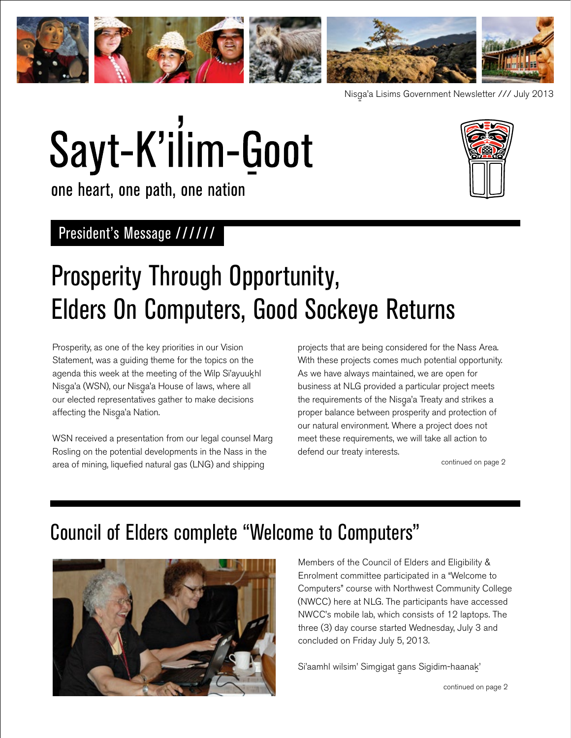Nisg̱a'a Lisims Government Newsletter /// July 2013

# Sayt-K'il̓im-G̱oot

one heart, one path, one nation

## President's Message //////

# Prosperity Through Opportunity, Elders On Computers, Good Sockeye Returns

Prosperity, as one of the key priorities in our Vision Statement, was a guiding theme for the topics on the agenda this week at the meeting of the Wilp Si'ayuuk̲hl Nisg̱a'a (WSN), our Nisg̱a'a House of laws, where all our elected representatives gather to make decisions affecting the Nisg̱a'a Nation.

WSN received a presentation from our legal counsel Marg Rosling on the potential developments in the Nass in the area of mining, liquefied natural gas (LNG) and shipping projects that are being considered for the Nass Area. With these projects comes much potential opportunity. As we have always maintained, we are open for business at NLG provided a particular project meets the requirements of the Nisg̱a'a Treaty and strikes a proper balance between prosperity and protection of our natural environment. Where a project does not meet these requirements, we will take all action to defend our treaty interests.

continued on page 2

## Council of Elders complete "Welcome to Computers"

Members of the Council of Elders and Eligibility & Enrolment committee participated in a "Welcome to Computers" course with Northwest Community College (NWCC) here at NLG. The participants have accessed NWCC's mobile lab, which consists of 12 laptops. The three (3) day course started Wednesday, July 3 and concluded on Friday July 5, 2013.

Si'aamhl wilsim' Simgigat g̱ans Sigidim-haanak̲'

continued on page 2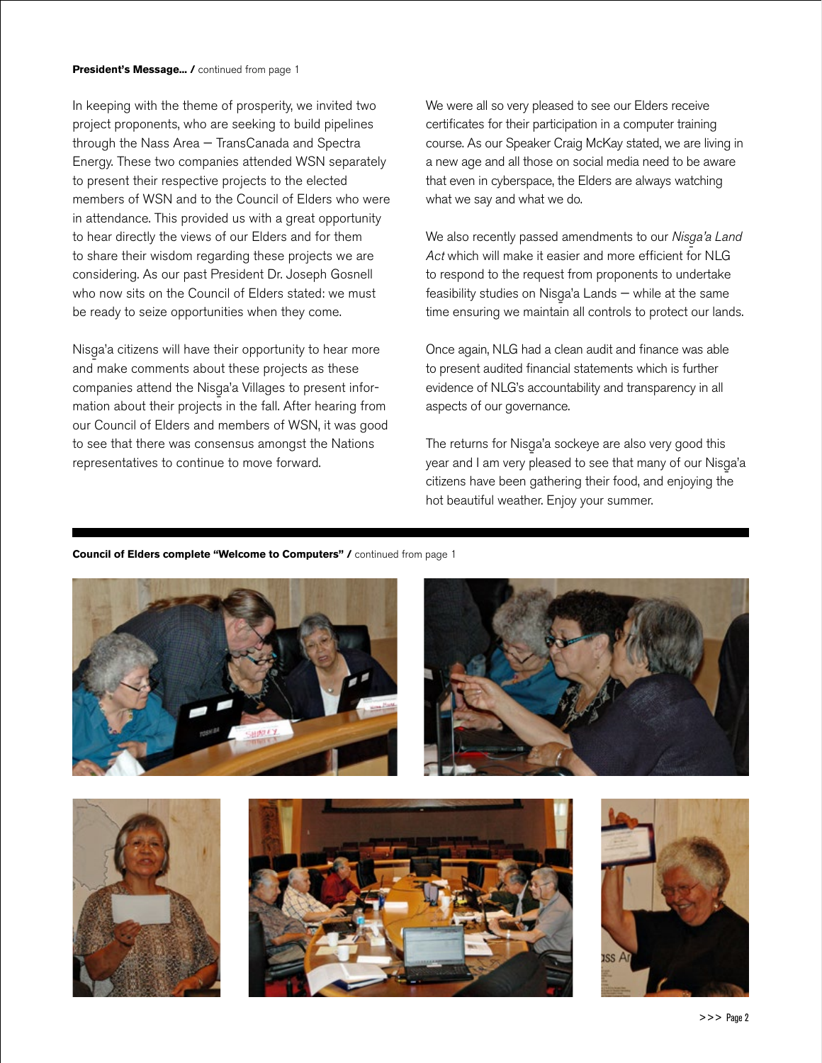**President's Message... /** continued from page 1

In keeping with the theme of prosperity, we invited two project proponents, who are seeking to build pipelines through the Nass Area — TransCanada and Spectra Energy. These two companies attended WSN separately to present their respective projects to the elected members of WSN and to the Council of Elders who were in attendance. This provided us with a great opportunity to hear directly the views of our Elders and for them to share their wisdom regarding these projects we are considering. As our past President Dr. Joseph Gosnell who now sits on the Council of Elders stated: we must be ready to seize opportunities when they come.

Nisg̱a'a citizens will have their opportunity to hear more and make comments about these projects as these companies attend the Nisg̱a'a Villages to present information about their projects in the fall. After hearing from our Council of Elders and members of WSN, it was good to see that there was consensus amongst the Nations representatives to continue to move forward.

We were all so very pleased to see our Elders receive certificates for their participation in a computer training course. As our Speaker Craig McKay stated, we are living in a new age and all those on social media need to be aware that even in cyberspace, the Elders are always watching what we say and what we do.

We also recently passed amendments to our *Nisg̱a'a Land Act* which will make it easier and more efficient for NLG to respond to the request from proponents to undertake feasibility studies on Nisg̱a'a Lands — while at the same time ensuring we maintain all controls to protect our lands.

Once again, NLG had a clean audit and finance was able to present audited financial statements which is further evidence of NLG's accountability and transparency in all aspects of our governance.

The returns for Nisg̱a'a sockeye are also very good this year and I am very pleased to see that many of our Nisg̱a'a citizens have been gathering their food, and enjoying the hot beautiful weather. Enjoy your summer.

**Council of Elders complete "Welcome to Computers" /** continued from page 1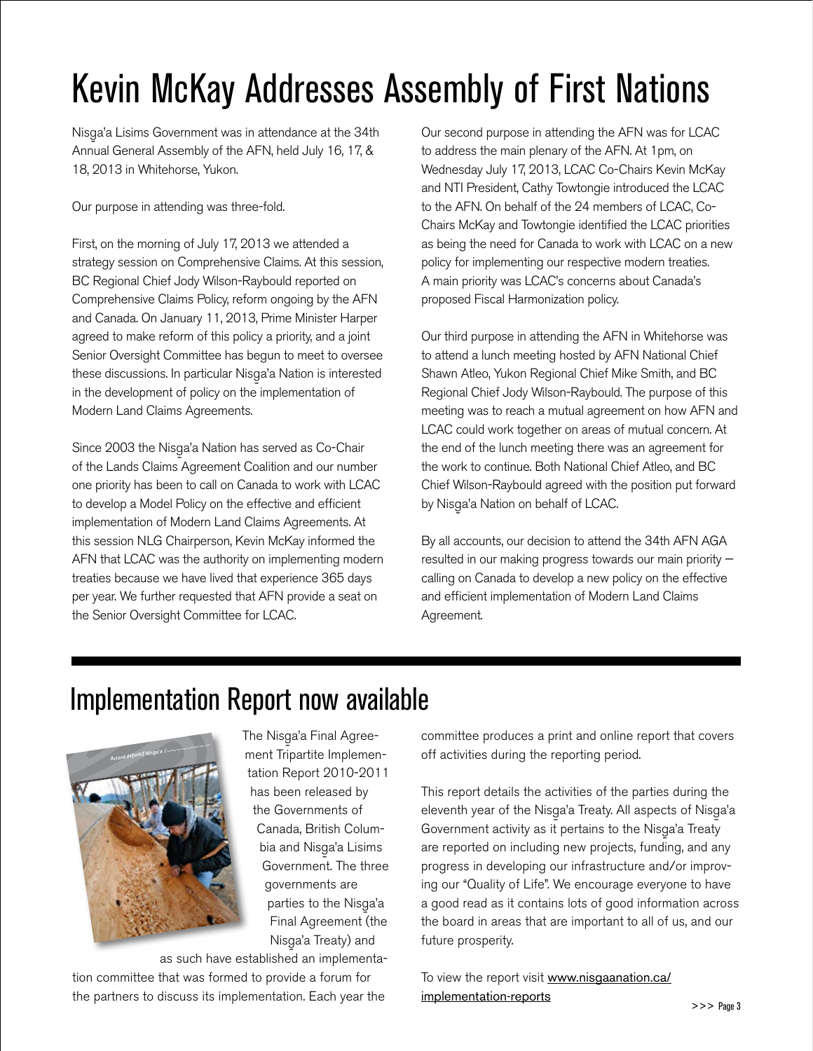# Kevin McKay Addresses Assembly of First Nations

Nisg̱a'a Lisims Government was in attendance at the 34th Annual General Assembly of the AFN, held July 16, 17, & 18, 2013 in Whitehorse, Yukon.

Our purpose in attending was three-fold.

First, on the morning of July 17, 2013 we attended a strategy session on Comprehensive Claims. At this session, BC Regional Chief Jody Wilson-Raybould reported on Comprehensive Claims Policy, reform ongoing by the AFN and Canada. On January 11, 2013, Prime Minister Harper agreed to make reform of this policy a priority, and a joint Senior Oversight Committee has begun to meet to oversee these discussions. In particular Nisg̱a'a Nation is interested in the development of policy on the implementation of Modern Land Claims Agreements.

Since 2003 the Nisg̱a'a Nation has served as Co-Chair of the Lands Claims Agreement Coalition and our number one priority has been to call on Canada to work with LCAC to develop a Model Policy on the effective and efficient implementation of Modern Land Claims Agreements. At this session NLG Chairperson, Kevin McKay informed the AFN that LCAC was the authority on implementing modern treaties because we have lived that experience 365 days per year. We further requested that AFN provide a seat on the Senior Oversight Committee for LCAC.

Our second purpose in attending the AFN was for LCAC to address the main plenary of the AFN. At 1pm, on Wednesday July 17, 2013, LCAC Co-Chairs Kevin McKay and NTI President, Cathy Towtongie introduced the LCAC to the AFN. On behalf of the 24 members of LCAC, Co-Chairs McKay and Towtongie identified the LCAC priorities as being the need for Canada to work with LCAC on a new policy for implementing our respective modern treaties. A main priority was LCAC's concerns about Canada's proposed Fiscal Harmonization policy.

Our third purpose in attending the AFN in Whitehorse was to attend a lunch meeting hosted by AFN National Chief Shawn Atleo, Yukon Regional Chief Mike Smith, and BC Regional Chief Jody Wilson-Raybould. The purpose of this meeting was to reach a mutual agreement on how AFN and LCAC could work together on areas of mutual concern. At the end of the lunch meeting there was an agreement for the work to continue. Both National Chief Atleo, and BC Chief Wilson-Raybould agreed with the position put forward by Nisg̱a'a Nation on behalf of LCAC.

By all accounts, our decision to attend the 34th AFN AGA resulted in our making progress towards our main priority — calling on Canada to develop a new policy on the effective and efficient implementation of Modern Land Claims Agreement.

# Implementation Report now available

The Nisg̱a'a Final Agreement Tripartite Implementation Report 2010-2011 has been released by the Governments of Canada, British Columbia and Nisg̱a'a Lisims Government. The three governments are parties to the Nisg̱a'a Final Agreement (the Nisg̱a'a Treaty) and as such have established an implementation committee that was formed to provide a forum for the partners to discuss its implementation. Each year the committee produces a print and online report that covers off activities during the reporting period.

This report details the activities of the parties during the eleventh year of the Nisg̱a'a Treaty. All aspects of Nisg̱a'a Government activity as it pertains to the Nisg̱a'a Treaty are reported on including new projects, funding, and any progress in developing our infrastructure and/or improving our "Quality of Life". We encourage everyone to have a good read as it contains lots of good information across the board in areas that are important to all of us, and our future prosperity.

To view the report visit www.nisgaanation.ca/implementation-reports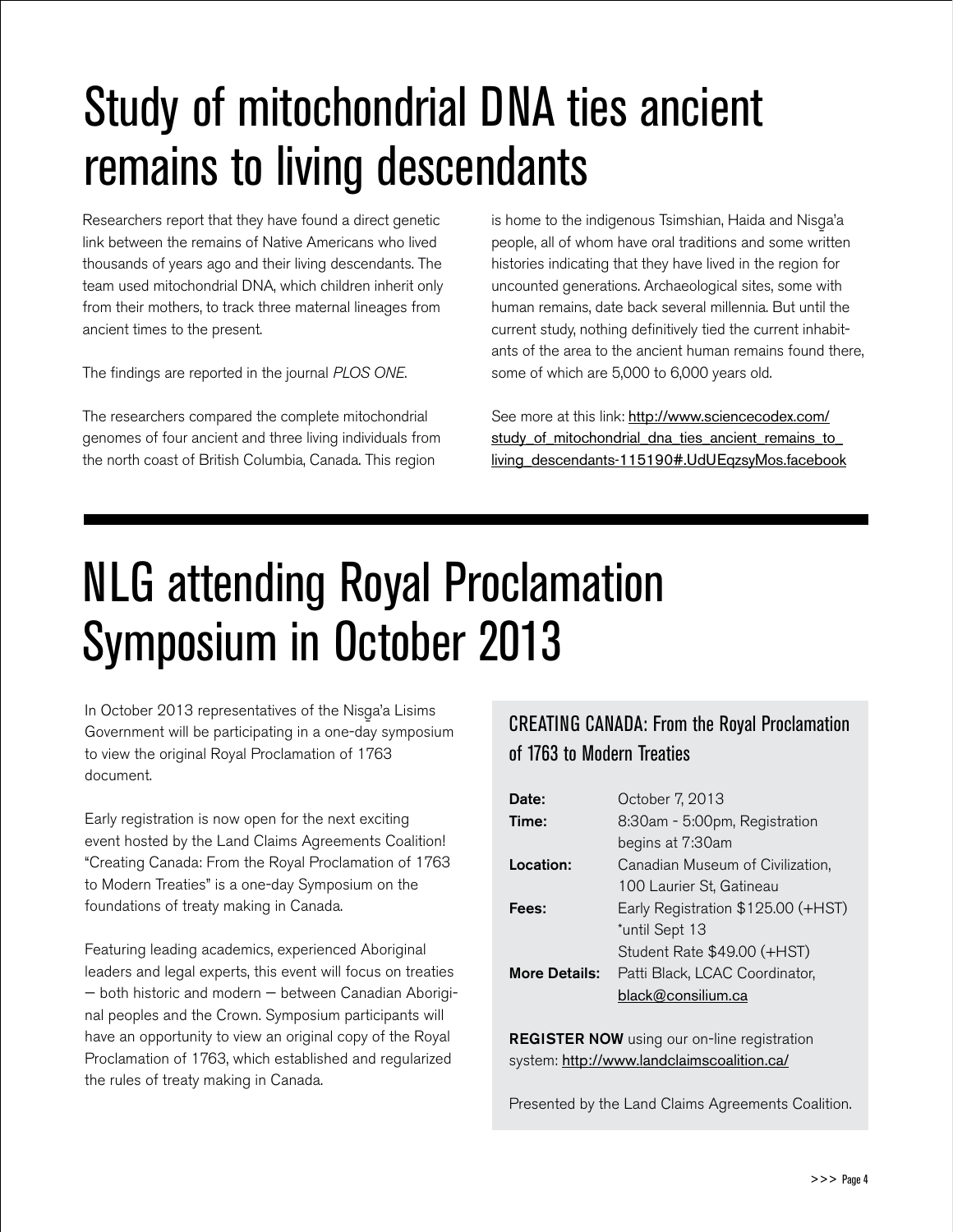# Study of mitochondrial DNA ties ancient remains to living descendants

Researchers report that they have found a direct genetic link between the remains of Native Americans who lived thousands of years ago and their living descendants. The team used mitochondrial DNA, which children inherit only from their mothers, to track three maternal lineages from ancient times to the present.

The findings are reported in the journal *PLOS ONE*.

The researchers compared the complete mitochondrial genomes of four ancient and three living individuals from the north coast of British Columbia, Canada. This region is home to the indigenous Tsimshian, Haida and Nisg̱a'a people, all of whom have oral traditions and some written histories indicating that they have lived in the region for uncounted generations. Archaeological sites, some with human remains, date back several millennia. But until the current study, nothing definitively tied the current inhabitants of the area to the ancient human remains found there, some of which are 5,000 to 6,000 years old.

See more at this link: http://www.sciencecodex.com/study_of_mitochondrial_dna_ties_ancient_remains_to_living_descendants-115190#.UdUEqzsyMos.facebook

# NLG attending Royal Proclamation Symposium in October 2013

In October 2013 representatives of the Nisg̱a'a Lisims Government will be participating in a one-day symposium to view the original Royal Proclamation of 1763 document.

Early registration is now open for the next exciting event hosted by the Land Claims Agreements Coalition! "Creating Canada: From the Royal Proclamation of 1763 to Modern Treaties" is a one-day Symposium on the foundations of treaty making in Canada.

Featuring leading academics, experienced Aboriginal leaders and legal experts, this event will focus on treaties – both historic and modern – between Canadian Aboriginal peoples and the Crown. Symposium participants will have an opportunity to view an original copy of the Royal Proclamation of 1763, which established and regularized the rules of treaty making in Canada.

## CREATING CANADA: From the Royal Proclamation of 1763 to Modern Treaties

| | |
|---|---|
| **Date:** | October 7, 2013 |
| **Time:** | 8:30am - 5:00pm, Registration begins at 7:30am |
| **Location:** | Canadian Museum of Civilization, 100 Laurier St, Gatineau |
| **Fees:** | Early Registration $125.00 (+HST) *until Sept 13<br>Student Rate $49.00 (+HST) |
| **More Details:** | Patti Black, LCAC Coordinator, black@consilium.ca |

**REGISTER NOW** using our on-line registration system: http://www.landclaimscoalition.ca/

Presented by the Land Claims Agreements Coalition.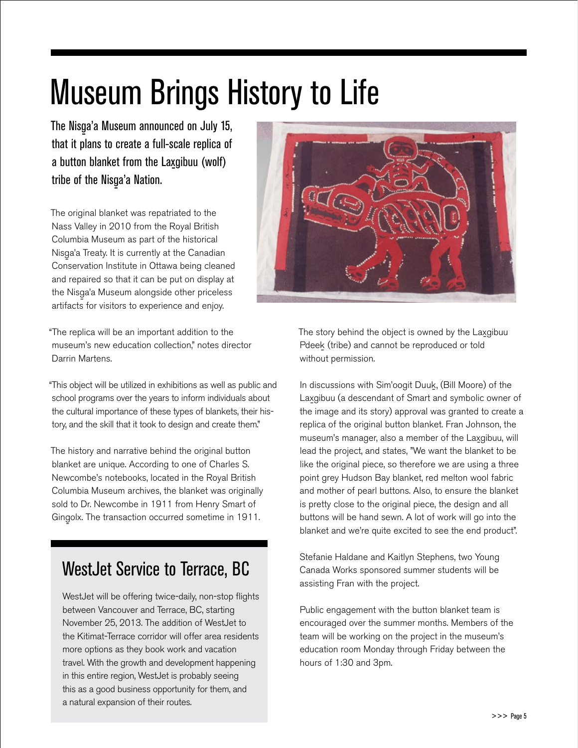# Museum Brings History to Life

The Nisg̲a'a Museum announced on July 15, that it plans to create a full-scale replica of a button blanket from the Lax̱gibuu (wolf) tribe of the Nisg̲a'a Nation.

The original blanket was repatriated to the Nass Valley in 2010 from the Royal British Columbia Museum as part of the historical Nisg̲a'a Treaty. It is currently at the Canadian Conservation Institute in Ottawa being cleaned and repaired so that it can be put on display at the Nisg̲a'a Museum alongside other priceless artifacts for visitors to experience and enjoy.

"The replica will be an important addition to the museum's new education collection," notes director Darrin Martens.

"This object will be utilized in exhibitions as well as public and school programs over the years to inform individuals about the cultural importance of these types of blankets, their history, and the skill that it took to design and create them."

The history and narrative behind the original button blanket are unique. According to one of Charles S. Newcombe's notebooks, located in the Royal British Columbia Museum archives, the blanket was originally sold to Dr. Newcombe in 1911 from Henry Smart of Ging̲olx. The transaction occurred sometime in 1911.

The story behind the object is owned by the Lax̱gibuu Pdeek̲ (tribe) and cannot be reproduced or told without permission.

In discussions with Sim'oogit Duuk̲, (Bill Moore) of the Lax̱gibuu (a descendant of Smart and symbolic owner of the image and its story) approval was granted to create a replica of the original button blanket. Fran Johnson, the museum's manager, also a member of the Lax̱gibuu, will lead the project, and states, "We want the blanket to be like the original piece, so therefore we are using a three point grey Hudson Bay blanket, red melton wool fabric and mother of pearl buttons. Also, to ensure the blanket is pretty close to the original piece, the design and all buttons will be hand sewn. A lot of work will go into the blanket and we're quite excited to see the end product".

Stefanie Haldane and Kaitlyn Stephens, two Young Canada Works sponsored summer students will be assisting Fran with the project.

Public engagement with the button blanket team is encouraged over the summer months. Members of the team will be working on the project in the museum's education room Monday through Friday between the hours of 1:30 and 3pm.

## WestJet Service to Terrace, BC

WestJet will be offering twice-daily, non-stop flights between Vancouver and Terrace, BC, starting November 25, 2013. The addition of WestJet to the Kitimat-Terrace corridor will offer area residents more options as they book work and vacation travel. With the growth and development happening in this entire region, WestJet is probably seeing this as a good business opportunity for them, and a natural expansion of their routes.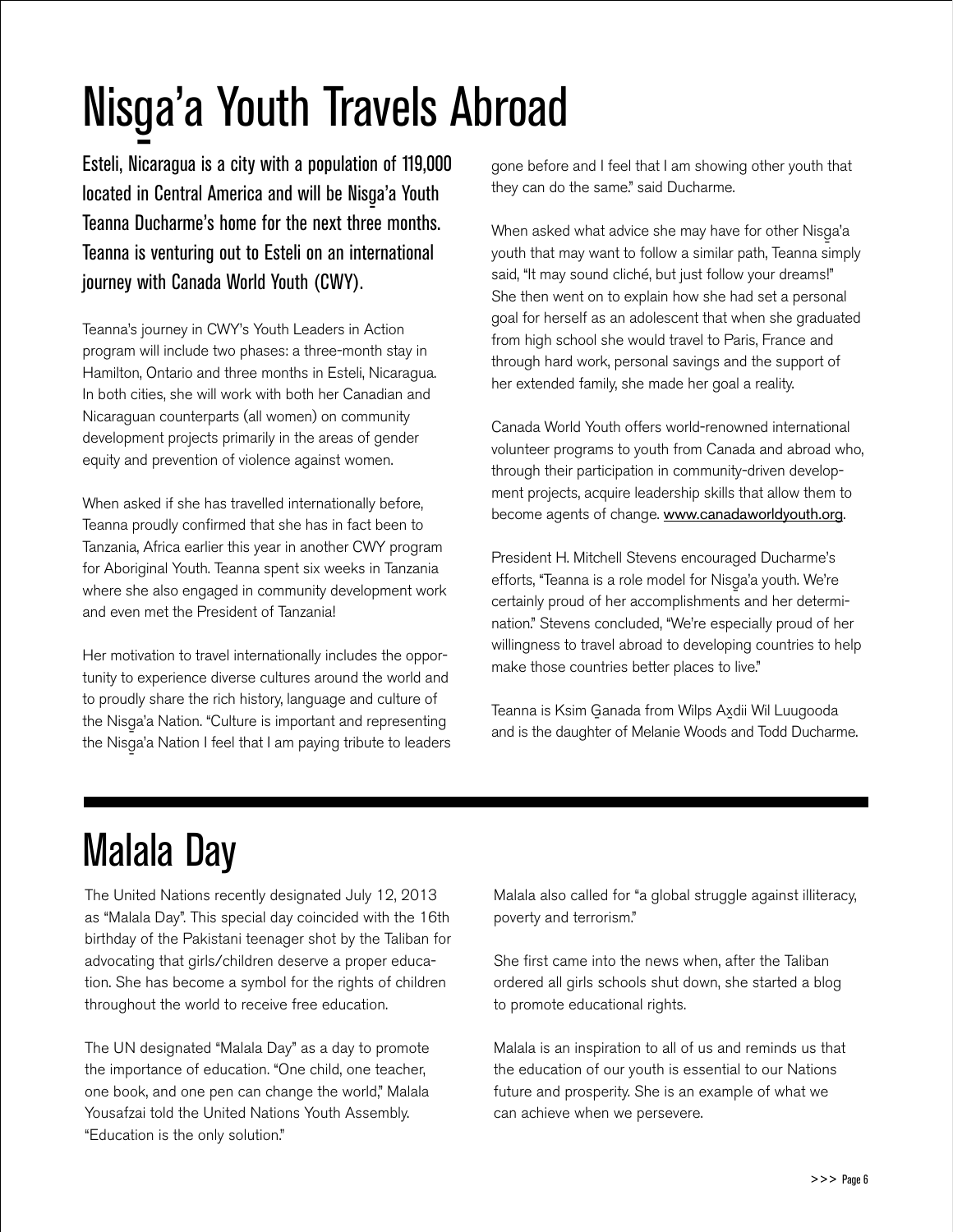# Nisg̱a'a Youth Travels Abroad

Esteli, Nicaragua is a city with a population of 119,000 located in Central America and will be Nisg̱a'a Youth Teanna Ducharme's home for the next three months. Teanna is venturing out to Esteli on an international journey with Canada World Youth (CWY).

Teanna's journey in CWY's Youth Leaders in Action program will include two phases: a three-month stay in Hamilton, Ontario and three months in Esteli, Nicaragua. In both cities, she will work with both her Canadian and Nicaraguan counterparts (all women) on community development projects primarily in the areas of gender equity and prevention of violence against women.

When asked if she has travelled internationally before, Teanna proudly confirmed that she has in fact been to Tanzania, Africa earlier this year in another CWY program for Aboriginal Youth. Teanna spent six weeks in Tanzania where she also engaged in community development work and even met the President of Tanzania!

Her motivation to travel internationally includes the opportunity to experience diverse cultures around the world and to proudly share the rich history, language and culture of the Nisg̱a'a Nation. "Culture is important and representing the Nisg̱a'a Nation I feel that I am paying tribute to leaders gone before and I feel that I am showing other youth that they can do the same." said Ducharme.

When asked what advice she may have for other Nisg̱a'a youth that may want to follow a similar path, Teanna simply said, "It may sound cliché, but just follow your dreams!" She then went on to explain how she had set a personal goal for herself as an adolescent that when she graduated from high school she would travel to Paris, France and through hard work, personal savings and the support of her extended family, she made her goal a reality.

Canada World Youth offers world-renowned international volunteer programs to youth from Canada and abroad who, through their participation in community-driven development projects, acquire leadership skills that allow them to become agents of change. www.canadaworldyouth.org.

President H. Mitchell Stevens encouraged Ducharme's efforts, "Teanna is a role model for Nisg̱a'a youth. We're certainly proud of her accomplishments and her determination." Stevens concluded, "We're especially proud of her willingness to travel abroad to developing countries to help make those countries better places to live."

Teanna is Ksim G̱anada from Wilps Ax̱dii Wil Luugooda and is the daughter of Melanie Woods and Todd Ducharme.

# Malala Day

The United Nations recently designated July 12, 2013 as "Malala Day". This special day coincided with the 16th birthday of the Pakistani teenager shot by the Taliban for advocating that girls/children deserve a proper education. She has become a symbol for the rights of children throughout the world to receive free education.

The UN designated "Malala Day" as a day to promote the importance of education. "One child, one teacher, one book, and one pen can change the world," Malala Yousafzai told the United Nations Youth Assembly. "Education is the only solution."

Malala also called for "a global struggle against illiteracy, poverty and terrorism."

She first came into the news when, after the Taliban ordered all girls schools shut down, she started a blog to promote educational rights.

Malala is an inspiration to all of us and reminds us that the education of our youth is essential to our Nations future and prosperity. She is an example of what we can achieve when we persevere.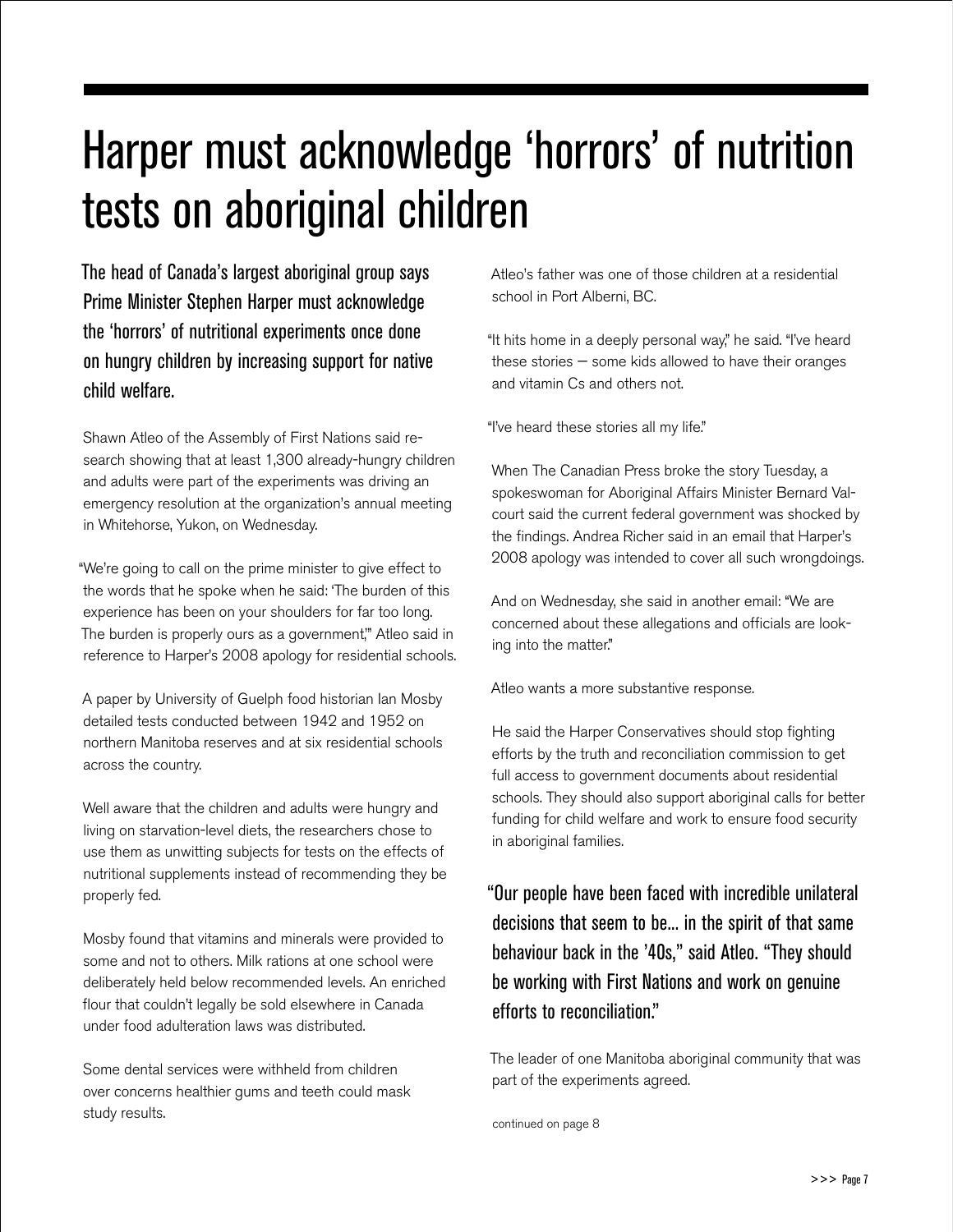# Harper must acknowledge 'horrors' of nutrition tests on aboriginal children

**The head of Canada's largest aboriginal group says Prime Minister Stephen Harper must acknowledge the 'horrors' of nutritional experiments once done on hungry children by increasing support for native child welfare.**

Shawn Atleo of the Assembly of First Nations said research showing that at least 1,300 already-hungry children and adults were part of the experiments was driving an emergency resolution at the organization's annual meeting in Whitehorse, Yukon, on Wednesday.

"We're going to call on the prime minister to give effect to the words that he spoke when he said: 'The burden of this experience has been on your shoulders for far too long. The burden is properly ours as a government,'" Atleo said in reference to Harper's 2008 apology for residential schools.

A paper by University of Guelph food historian Ian Mosby detailed tests conducted between 1942 and 1952 on northern Manitoba reserves and at six residential schools across the country.

Well aware that the children and adults were hungry and living on starvation-level diets, the researchers chose to use them as unwitting subjects for tests on the effects of nutritional supplements instead of recommending they be properly fed.

Mosby found that vitamins and minerals were provided to some and not to others. Milk rations at one school were deliberately held below recommended levels. An enriched flour that couldn't legally be sold elsewhere in Canada under food adulteration laws was distributed.

Some dental services were withheld from children over concerns healthier gums and teeth could mask study results.

Atleo's father was one of those children at a residential school in Port Alberni, BC.

"It hits home in a deeply personal way," he said. "I've heard these stories — some kids allowed to have their oranges and vitamin Cs and others not.

"I've heard these stories all my life."

When The Canadian Press broke the story Tuesday, a spokeswoman for Aboriginal Affairs Minister Bernard Valcourt said the current federal government was shocked by the findings. Andrea Richer said in an email that Harper's 2008 apology was intended to cover all such wrongdoings.

And on Wednesday, she said in another email: "We are concerned about these allegations and officials are looking into the matter."

Atleo wants a more substantive response.

He said the Harper Conservatives should stop fighting efforts by the truth and reconciliation commission to get full access to government documents about residential schools. They should also support aboriginal calls for better funding for child welfare and work to ensure food security in aboriginal families.

**"Our people have been faced with incredible unilateral decisions that seem to be... in the spirit of that same behaviour back in the '40s," said Atleo. "They should be working with First Nations and work on genuine efforts to reconciliation."**

The leader of one Manitoba aboriginal community that was part of the experiments agreed.

continued on page 8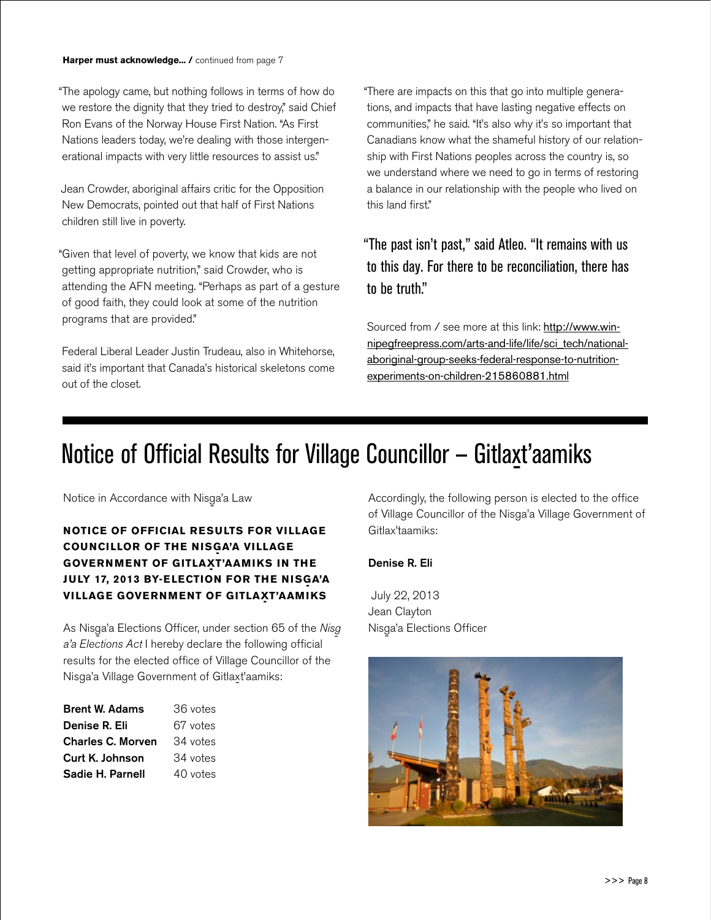**Harper must acknowledge... /** continued from page 7

"The apology came, but nothing follows in terms of how do we restore the dignity that they tried to destroy," said Chief Ron Evans of the Norway House First Nation. "As First Nations leaders today, we're dealing with those intergenerational impacts with very little resources to assist us."

Jean Crowder, aboriginal affairs critic for the Opposition New Democrats, pointed out that half of First Nations children still live in poverty.

"Given that level of poverty, we know that kids are not getting appropriate nutrition," said Crowder, who is attending the AFN meeting. "Perhaps as part of a gesture of good faith, they could look at some of the nutrition programs that are provided."

Federal Liberal Leader Justin Trudeau, also in Whitehorse, said it's important that Canada's historical skeletons come out of the closet.

"There are impacts on this that go into multiple generations, and impacts that have lasting negative effects on communities," he said. "It's also why it's so important that Canadians know what the shameful history of our relationship with First Nations peoples across the country is, so we understand where we need to go in terms of restoring a balance in our relationship with the people who lived on this land first."

"The past isn't past," said Atleo. "It remains with us to this day. For there to be reconciliation, there has to be truth."

Sourced from / see more at this link: http://www.winnipegfreepress.com/arts-and-life/life/sci_tech/national-aboriginal-group-seeks-federal-response-to-nutrition-experiments-on-children-215860881.html

# Notice of Official Results for Village Councillor – Gitlax̱t'aamiks

Notice in Accordance with Nisg̱a'a Law

**NOTICE OF OFFICIAL RESULTS FOR VILLAGE COUNCILLOR OF THE NISG̱A'A VILLAGE GOVERNMENT OF GITLAX̱T'AAMIKS IN THE JULY 17, 2013 BY-ELECTION FOR THE NISG̱A'A VILLAGE GOVERNMENT OF GITLAX̱T'AAMIKS**

As Nisg̱a'a Elections Officer, under section 65 of the *Nisg̱a'a Elections Act* I hereby declare the following official results for the elected office of Village Councillor of the Nisg̱a'a Village Government of Gitlax̱t'aamiks:

| | |
|---|---|
| **Brent W. Adams** | 36 votes |
| **Denise R. Eli** | 67 votes |
| **Charles C. Morven** | 34 votes |
| **Curt K. Johnson** | 34 votes |
| **Sadie H. Parnell** | 40 votes |

Accordingly, the following person is elected to the office of Village Councillor of the Nisga'a Village Government of Gitlax't'aamiks:

**Denise R. Eli**

July 22, 2013
Jean Clayton
Nisg̱a'a Elections Officer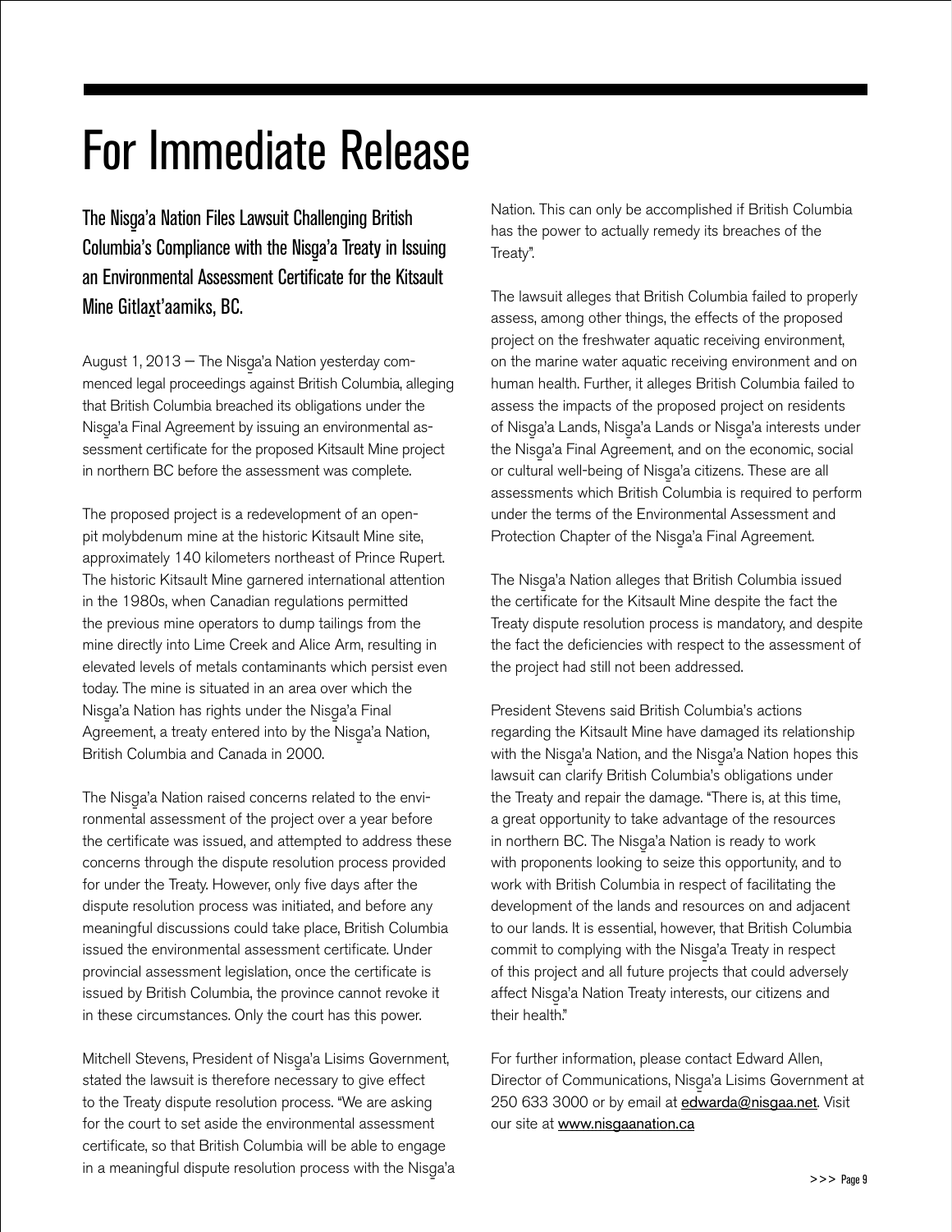# For Immediate Release

## The Nisg̱a'a Nation Files Lawsuit Challenging British Columbia's Compliance with the Nisg̱a'a Treaty in Issuing an Environmental Assessment Certificate for the Kitsault Mine Gitlax̱t'aamiks, BC.

August 1, 2013 – The Nisg̱a'a Nation yesterday commenced legal proceedings against British Columbia, alleging that British Columbia breached its obligations under the Nisg̱a'a Final Agreement by issuing an environmental assessment certificate for the proposed Kitsault Mine project in northern BC before the assessment was complete.

The proposed project is a redevelopment of an open-pit molybdenum mine at the historic Kitsault Mine site, approximately 140 kilometers northeast of Prince Rupert. The historic Kitsault Mine garnered international attention in the 1980s, when Canadian regulations permitted the previous mine operators to dump tailings from the mine directly into Lime Creek and Alice Arm, resulting in elevated levels of metals contaminants which persist even today. The mine is situated in an area over which the Nisg̱a'a Nation has rights under the Nisg̱a'a Final Agreement, a treaty entered into by the Nisg̱a'a Nation, British Columbia and Canada in 2000.

The Nisg̱a'a Nation raised concerns related to the environmental assessment of the project over a year before the certificate was issued, and attempted to address these concerns through the dispute resolution process provided for under the Treaty. However, only five days after the dispute resolution process was initiated, and before any meaningful discussions could take place, British Columbia issued the environmental assessment certificate. Under provincial assessment legislation, once the certificate is issued by British Columbia, the province cannot revoke it in these circumstances. Only the court has this power.

Mitchell Stevens, President of Nisg̱a'a Lisims Government, stated the lawsuit is therefore necessary to give effect to the Treaty dispute resolution process. "We are asking for the court to set aside the environmental assessment certificate, so that British Columbia will be able to engage in a meaningful dispute resolution process with the Nisg̱a'a Nation. This can only be accomplished if British Columbia has the power to actually remedy its breaches of the Treaty".

The lawsuit alleges that British Columbia failed to properly assess, among other things, the effects of the proposed project on the freshwater aquatic receiving environment, on the marine water aquatic receiving environment and on human health. Further, it alleges British Columbia failed to assess the impacts of the proposed project on residents of Nisg̱a'a Lands, Nisg̱a'a Lands or Nisg̱a'a interests under the Nisg̱a'a Final Agreement, and on the economic, social or cultural well-being of Nisg̱a'a citizens. These are all assessments which British Columbia is required to perform under the terms of the Environmental Assessment and Protection Chapter of the Nisg̱a'a Final Agreement.

The Nisg̱a'a Nation alleges that British Columbia issued the certificate for the Kitsault Mine despite the fact the Treaty dispute resolution process is mandatory, and despite the fact the deficiencies with respect to the assessment of the project had still not been addressed.

President Stevens said British Columbia's actions regarding the Kitsault Mine have damaged its relationship with the Nisg̱a'a Nation, and the Nisg̱a'a Nation hopes this lawsuit can clarify British Columbia's obligations under the Treaty and repair the damage. "There is, at this time, a great opportunity to take advantage of the resources in northern BC. The Nisg̱a'a Nation is ready to work with proponents looking to seize this opportunity, and to work with British Columbia in respect of facilitating the development of the lands and resources on and adjacent to our lands. It is essential, however, that British Columbia commit to complying with the Nisg̱a'a Treaty in respect of this project and all future projects that could adversely affect Nisg̱a'a Nation Treaty interests, our citizens and their health."

For further information, please contact Edward Allen, Director of Communications, Nisg̱a'a Lisims Government at 250 633 3000 or by email at edwarda@nisgaa.net. Visit our site at www.nisgaanation.ca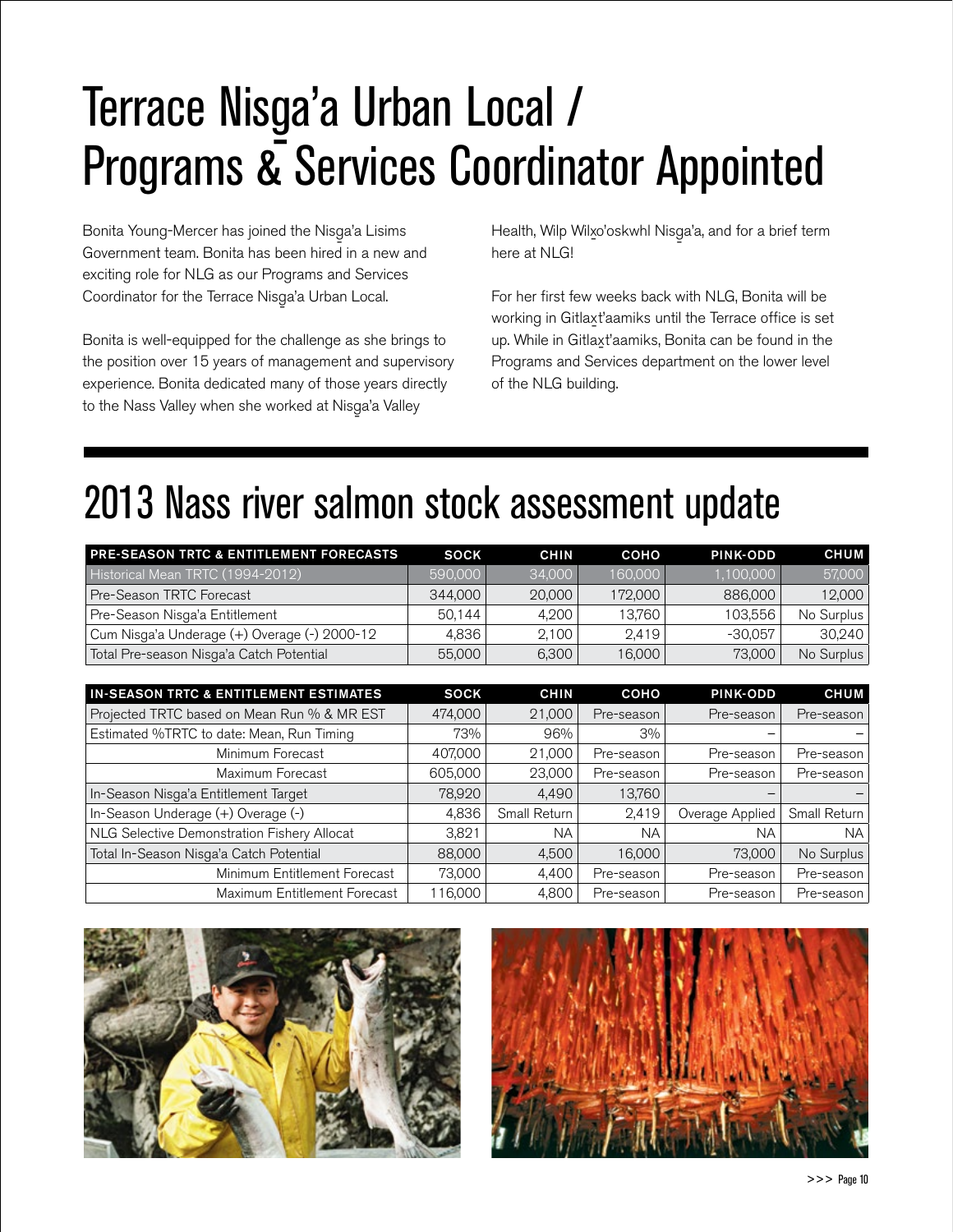# Terrace Nisg̱a'a Urban Local / Programs & Services Coordinator Appointed

Bonita Young-Mercer has joined the Nisg̱a'a Lisims Government team. Bonita has been hired in a new and exciting role for NLG as our Programs and Services Coordinator for the Terrace Nisg̱a'a Urban Local.

Bonita is well-equipped for the challenge as she brings to the position over 15 years of management and supervisory experience. Bonita dedicated many of those years directly to the Nass Valley when she worked at Nisg̱a'a Valley Health, Wilp Wilx̱o'oskwhl Nisg̱a'a, and for a brief term here at NLG!

For her first few weeks back with NLG, Bonita will be working in Gitlax̱t'aamiks until the Terrace office is set up. While in Gitlax̱t'aamiks, Bonita can be found in the Programs and Services department on the lower level of the NLG building.

# 2013 Nass river salmon stock assessment update

| PRE-SEASON TRTC & ENTITLEMENT FORECASTS | SOCK | CHIN | COHO | PINK-ODD | CHUM |
|---|---|---|---|---|---|
| Historical Mean TRTC (1994-2012) | 590,000 | 34,000 | 160,000 | 1,100,000 | 57,000 |
| Pre-Season TRTC Forecast | 344,000 | 20,000 | 172,000 | 886,000 | 12,000 |
| Pre-Season Nisga'a Entitlement | 50,144 | 4,200 | 13,760 | 103,556 | No Surplus |
| Cum Nisga'a Underage (+) Overage (-) 2000-12 | 4,836 | 2,100 | 2,419 | -30,057 | 30,240 |
| Total Pre-season Nisga'a Catch Potential | 55,000 | 6,300 | 16,000 | 73,000 | No Surplus |

| IN-SEASON TRTC & ENTITLEMENT ESTIMATES | SOCK | CHIN | COHO | PINK-ODD | CHUM |
|---|---|---|---|---|---|
| Projected TRTC based on Mean Run % & MR EST | 474,000 | 21,000 | Pre-season | Pre-season | Pre-season |
| Estimated %TRTC to date: Mean, Run Timing | 73% | 96% | 3% | – | – |
| Minimum Forecast | 407,000 | 21,000 | Pre-season | Pre-season | Pre-season |
| Maximum Forecast | 605,000 | 23,000 | Pre-season | Pre-season | Pre-season |
| In-Season Nisga'a Entitlement Target | 78,920 | 4,490 | 13,760 | – | – |
| In-Season Underage (+) Overage (-) | 4,836 | Small Return | 2,419 | Overage Applied | Small Return |
| NLG Selective Demonstration Fishery Allocat | 3,821 | NA | NA | NA | NA |
| Total In-Season Nisga'a Catch Potential | 88,000 | 4,500 | 16,000 | 73,000 | No Surplus |
| Minimum Entitlement Forecast | 73,000 | 4,400 | Pre-season | Pre-season | Pre-season |
| Maximum Entitlement Forecast | 116,000 | 4,800 | Pre-season | Pre-season | Pre-season |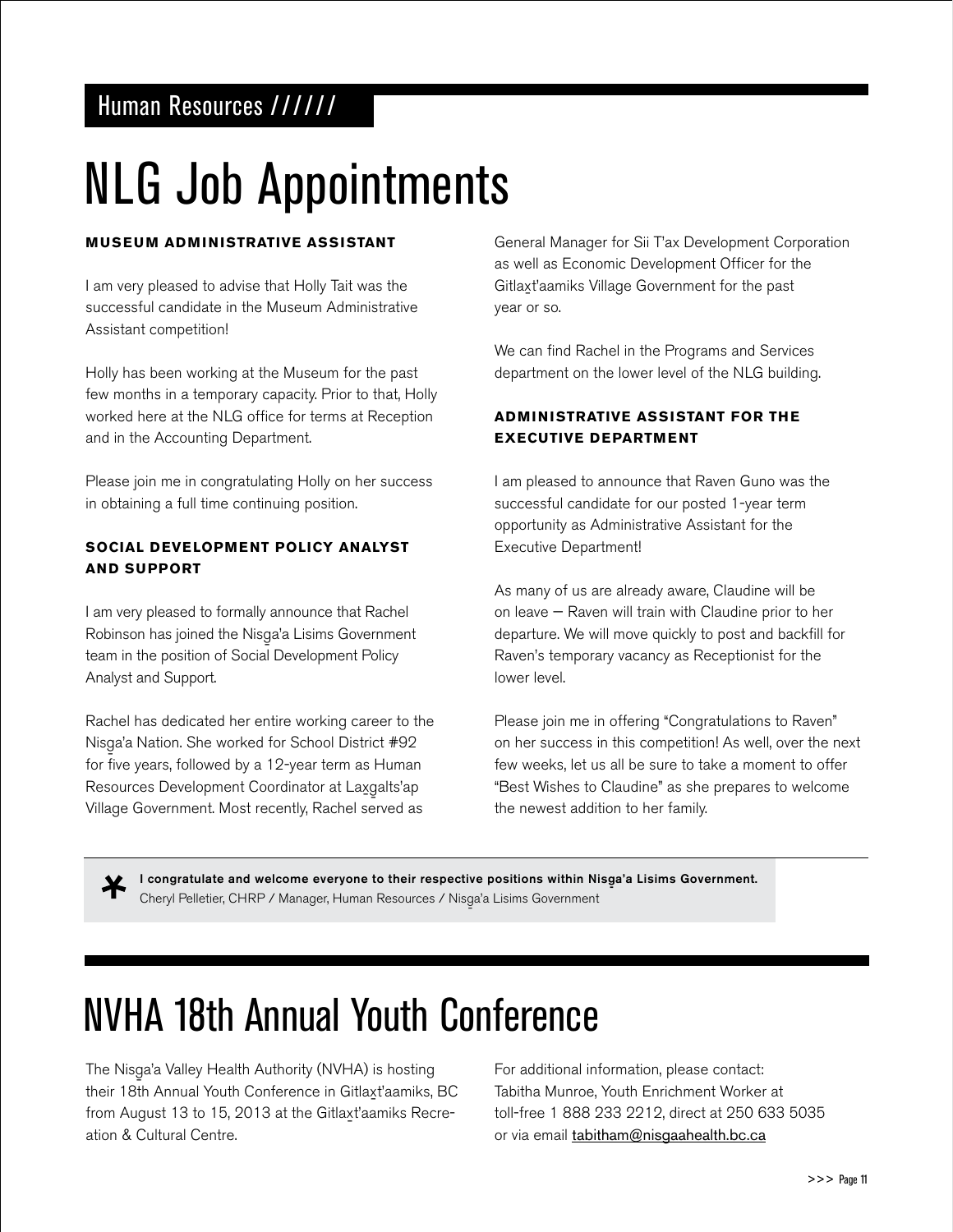Human Resources //////

# NLG Job Appointments

**MUSEUM ADMINISTRATIVE ASSISTANT**

I am very pleased to advise that Holly Tait was the successful candidate in the Museum Administrative Assistant competition!

Holly has been working at the Museum for the past few months in a temporary capacity. Prior to that, Holly worked here at the NLG office for terms at Reception and in the Accounting Department.

Please join me in congratulating Holly on her success in obtaining a full time continuing position.

**SOCIAL DEVELOPMENT POLICY ANALYST AND SUPPORT**

I am very pleased to formally announce that Rachel Robinson has joined the Nisg̱a'a Lisims Government team in the position of Social Development Policy Analyst and Support.

Rachel has dedicated her entire working career to the Nisg̱a'a Nation. She worked for School District #92 for five years, followed by a 12-year term as Human Resources Development Coordinator at Lax̱g̱alts'ap Village Government. Most recently, Rachel served as General Manager for Sii T'ax Development Corporation as well as Economic Development Officer for the Gitlax̱t'aamiks Village Government for the past year or so.

We can find Rachel in the Programs and Services department on the lower level of the NLG building.

**ADMINISTRATIVE ASSISTANT FOR THE EXECUTIVE DEPARTMENT**

I am pleased to announce that Raven Guno was the successful candidate for our posted 1-year term opportunity as Administrative Assistant for the Executive Department!

As many of us are already aware, Claudine will be on leave — Raven will train with Claudine prior to her departure. We will move quickly to post and backfill for Raven's temporary vacancy as Receptionist for the lower level.

Please join me in offering "Congratulations to Raven" on her success in this competition! As well, over the next few weeks, let us all be sure to take a moment to offer "Best Wishes to Claudine" as she prepares to welcome the newest addition to her family.

**I congratulate and welcome everyone to their respective positions within Nisg̱a'a Lisims Government.**
Cheryl Pelletier, CHRP / Manager, Human Resources / Nisg̱a'a Lisims Government

# NVHA 18th Annual Youth Conference

The Nisg̱a'a Valley Health Authority (NVHA) is hosting their 18th Annual Youth Conference in Gitlax̱t'aamiks, BC from August 13 to 15, 2013 at the Gitlax̱t'aamiks Recreation & Cultural Centre.

For additional information, please contact:
Tabitha Munroe, Youth Enrichment Worker at toll-free 1 888 233 2212, direct at 250 633 5035 or via email tabitham@nisgaahealth.bc.ca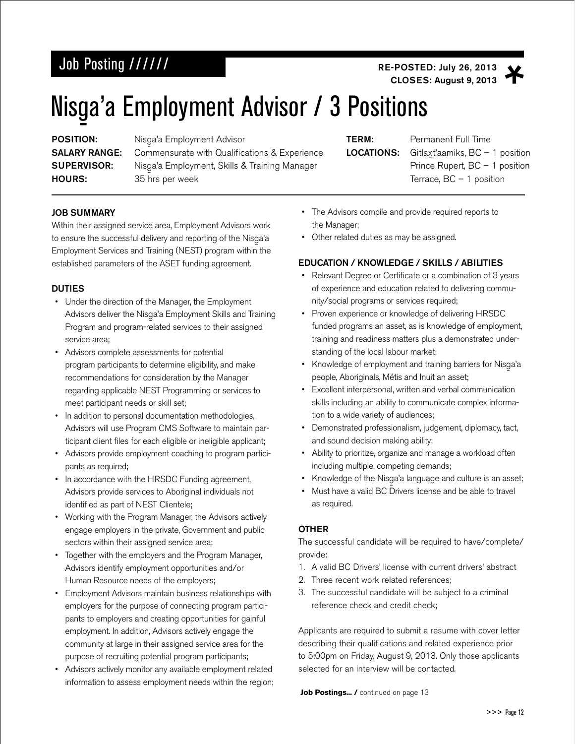Job Posting //////

**RE-POSTED: July 26, 2013**
**CLOSES: August 9, 2013**

# Nisg̱a'a Employment Advisor / 3 Positions

**POSITION:** Nisg̱a'a Employment Advisor
**SALARY RANGE:** Commensurate with Qualifications & Experience
**SUPERVISOR:** Nisg̱a'a Employment, Skills & Training Manager
**HOURS:** 35 hrs per week

**TERM:** Permanent Full Time
**LOCATIONS:** Gitlax̱t'aamiks, BC – 1 position
Prince Rupert, BC – 1 position
Terrace, BC – 1 position

## JOB SUMMARY

Within their assigned service area, Employment Advisors work to ensure the successful delivery and reporting of the Nisg̱a'a Employment Services and Training (NEST) program within the established parameters of the ASET funding agreement.

## DUTIES

- Under the direction of the Manager, the Employment Advisors deliver the Nisg̱a'a Employment Skills and Training Program and program-related services to their assigned service area;
- Advisors complete assessments for potential program participants to determine eligibility, and make recommendations for consideration by the Manager regarding applicable NEST Programming or services to meet participant needs or skill set;
- In addition to personal documentation methodologies, Advisors will use Program CMS Software to maintain participant client files for each eligible or ineligible applicant;
- Advisors provide employment coaching to program participants as required;
- In accordance with the HRSDC Funding agreement, Advisors provide services to Aboriginal individuals not identified as part of NEST Clientele;
- Working with the Program Manager, the Advisors actively engage employers in the private, Government and public sectors within their assigned service area;
- Together with the employers and the Program Manager, Advisors identify employment opportunities and/or Human Resource needs of the employers;
- Employment Advisors maintain business relationships with employers for the purpose of connecting program participants to employers and creating opportunities for gainful employment. In addition, Advisors actively engage the community at large in their assigned service area for the purpose of recruiting potential program participants;
- Advisors actively monitor any available employment related information to assess employment needs within the region;
- The Advisors compile and provide required reports to the Manager;
- Other related duties as may be assigned.

## EDUCATION / KNOWLEDGE / SKILLS / ABILITIES

- Relevant Degree or Certificate or a combination of 3 years of experience and education related to delivering community/social programs or services required;
- Proven experience or knowledge of delivering HRSDC funded programs an asset, as is knowledge of employment, training and readiness matters plus a demonstrated understanding of the local labour market;
- Knowledge of employment and training barriers for Nisg̱a'a people, Aboriginals, Métis and Inuit an asset;
- Excellent interpersonal, written and verbal communication skills including an ability to communicate complex information to a wide variety of audiences;
- Demonstrated professionalism, judgement, diplomacy, tact, and sound decision making ability;
- Ability to prioritize, organize and manage a workload often including multiple, competing demands;
- Knowledge of the Nisg̱a'a language and culture is an asset;
- Must have a valid BC Drivers license and be able to travel as required.

## OTHER

The successful candidate will be required to have/complete/provide:

1. A valid BC Drivers' license with current drivers' abstract
2. Three recent work related references;
3. The successful candidate will be subject to a criminal reference check and credit check;

Applicants are required to submit a resume with cover letter describing their qualifications and related experience prior to 5:00pm on Friday, August 9, 2013. Only those applicants selected for an interview will be contacted.

**Job Postings... /** continued on page 13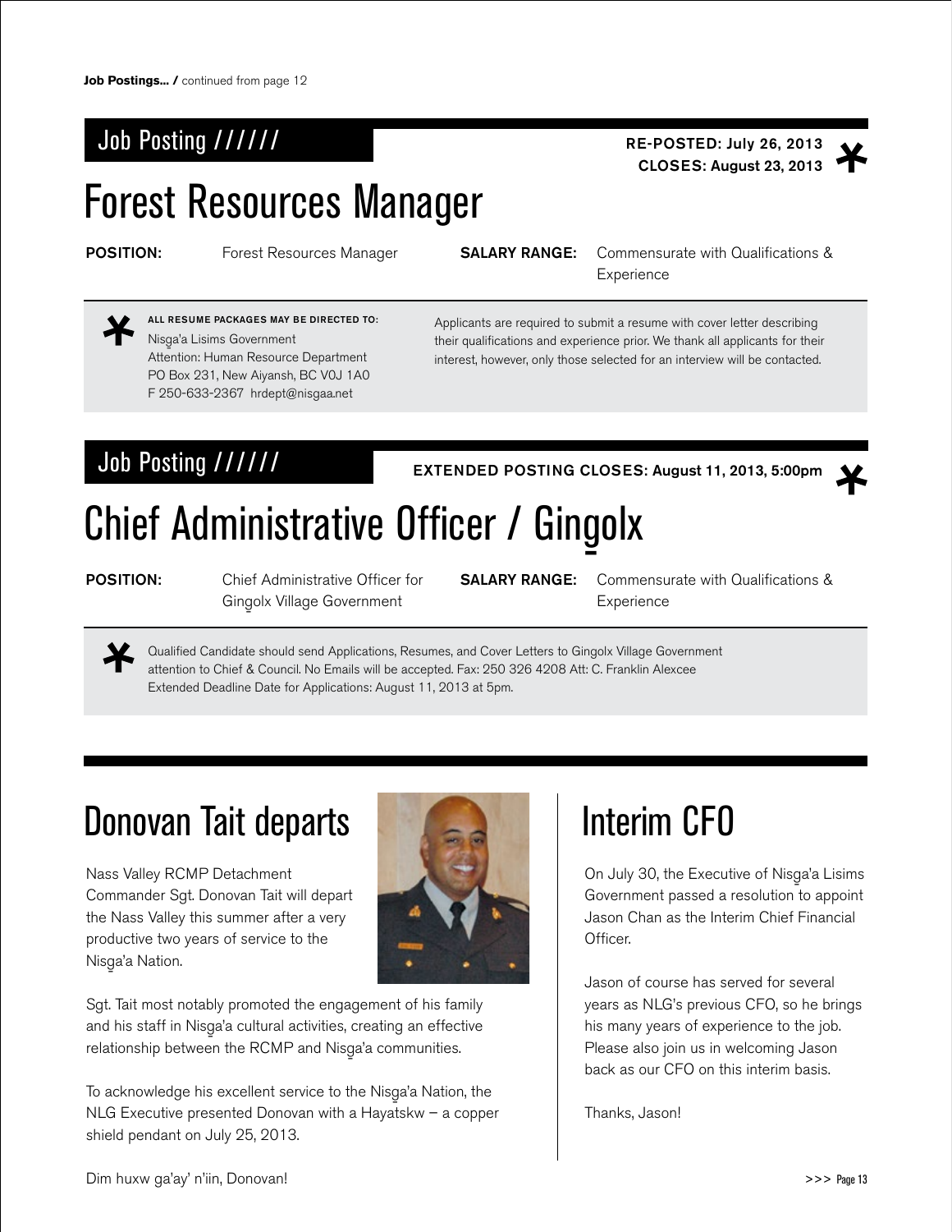**Job Postings... /** continued from page 12

## Job Posting //////

RE-POSTED: July 26, 2013
CLOSES: August 23, 2013

# Forest Resources Manager

**POSITION:** Forest Resources Manager

**SALARY RANGE:** Commensurate with Qualifications & Experience

**ALL RESUME PACKAGES MAY BE DIRECTED TO:**
Nisg̱a'a Lisims Government
Attention: Human Resource Department
PO Box 231, New Aiyansh, BC V0J 1A0
F 250-633-2367 hrdept@nisgaa.net

Applicants are required to submit a resume with cover letter describing their qualifications and experience prior. We thank all applicants for their interest, however, only those selected for an interview will be contacted.

## Job Posting //////

EXTENDED POSTING CLOSES: August 11, 2013, 5:00pm

# Chief Administrative Officer / Gingolx

**POSITION:** Chief Administrative Officer for Gingolx Village Government

**SALARY RANGE:** Commensurate with Qualifications & Experience

Qualified Candidate should send Applications, Resumes, and Cover Letters to Gingolx Village Government attention to Chief & Council. No Emails will be accepted. Fax: 250 326 4208 Att: C. Franklin Alexcee
Extended Deadline Date for Applications: August 11, 2013 at 5pm.

# Donovan Tait departs

Nass Valley RCMP Detachment Commander Sgt. Donovan Tait will depart the Nass Valley this summer after a very productive two years of service to the Nisg̱a'a Nation.

Sgt. Tait most notably promoted the engagement of his family and his staff in Nisg̱a'a cultural activities, creating an effective relationship between the RCMP and Nisg̱a'a communities.

To acknowledge his excellent service to the Nisg̱a'a Nation, the NLG Executive presented Donovan with a Hayatskw – a copper shield pendant on July 25, 2013.

Dim huxw ga'ay' n'iin, Donovan!

# Interim CFO

On July 30, the Executive of Nisg̱a'a Lisims Government passed a resolution to appoint Jason Chan as the Interim Chief Financial Officer.

Jason of course has served for several years as NLG's previous CFO, so he brings his many years of experience to the job. Please also join us in welcoming Jason back as our CFO on this interim basis.

Thanks, Jason!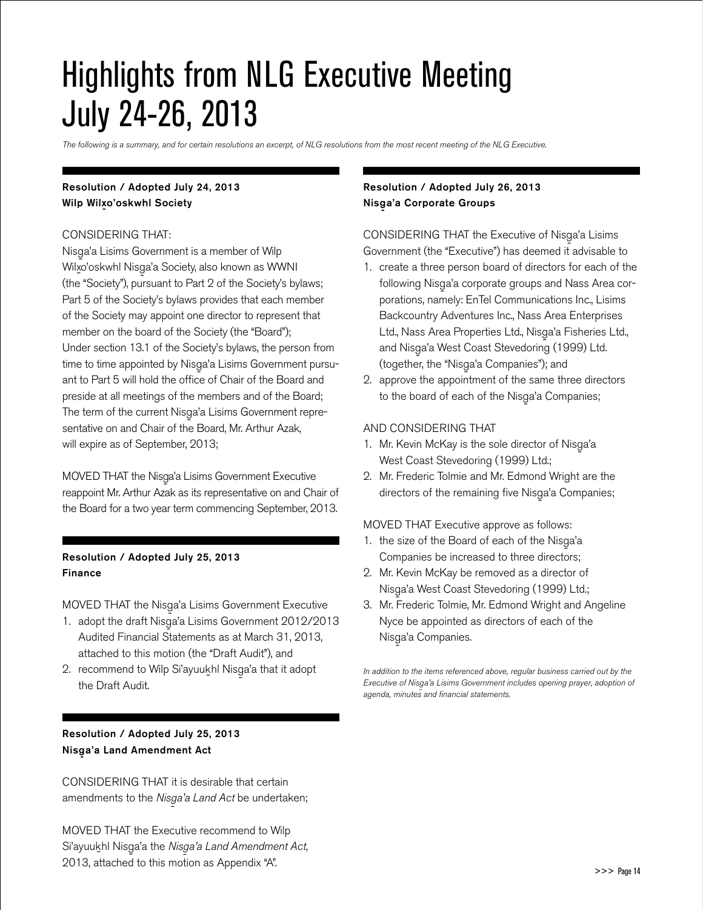# Highlights from NLG Executive Meeting July 24-26, 2013

*The following is a summary, and for certain resolutions an excerpt, of NLG resolutions from the most recent meeting of the NLG Executive.*

**Resolution / Adopted July 24, 2013**
**Wilp Wilx̱o'oskwhl Society**

CONSIDERING THAT:

Nisg̱a'a Lisims Government is a member of Wilp Wilx̱o'oskwhl Nisg̱a'a Society, also known as WWNI (the "Society"), pursuant to Part 2 of the Society's bylaws;

Part 5 of the Society's bylaws provides that each member of the Society may appoint one director to represent that member on the board of the Society (the "Board");

Under section 13.1 of the Society's bylaws, the person from time to time appointed by Nisg̱a'a Lisims Government pursuant to Part 5 will hold the office of Chair of the Board and preside at all meetings of the members and of the Board;

The term of the current Nisg̱a'a Lisims Government representative on and Chair of the Board, Mr. Arthur Azak, will expire as of September, 2013;

MOVED THAT the Nisg̱a'a Lisims Government Executive reappoint Mr. Arthur Azak as its representative on and Chair of the Board for a two year term commencing September, 2013.

**Resolution / Adopted July 25, 2013**
**Finance**

MOVED THAT the Nisg̱a'a Lisims Government Executive

1. adopt the draft Nisg̱a'a Lisims Government 2012/2013 Audited Financial Statements as at March 31, 2013, attached to this motion (the "Draft Audit"), and
2. recommend to Wilp Si'ayuuḵhl Nisg̱a'a that it adopt the Draft Audit.

**Resolution / Adopted July 25, 2013**
**Nisg̱a'a Land Amendment Act**

CONSIDERING THAT it is desirable that certain amendments to the *Nisg̱a'a Land Act* be undertaken;

MOVED THAT the Executive recommend to Wilp Si'ayuuḵhl Nisg̱a'a the *Nisg̱a'a Land Amendment Act*, 2013, attached to this motion as Appendix "A".

**Resolution / Adopted July 26, 2013**
**Nisg̱a'a Corporate Groups**

CONSIDERING THAT the Executive of Nisg̱a'a Lisims Government (the "Executive") has deemed it advisable to

1. create a three person board of directors for each of the following Nisg̱a'a corporate groups and Nass Area corporations, namely: EnTel Communications Inc., Lisims Backcountry Adventures Inc., Nass Area Enterprises Ltd., Nass Area Properties Ltd., Nisg̱a'a Fisheries Ltd., and Nisg̱a'a West Coast Stevedoring (1999) Ltd. (together, the "Nisg̱a'a Companies"); and
2. approve the appointment of the same three directors to the board of each of the Nisg̱a'a Companies;

AND CONSIDERING THAT

1. Mr. Kevin McKay is the sole director of Nisg̱a'a West Coast Stevedoring (1999) Ltd.;
2. Mr. Frederic Tolmie and Mr. Edmond Wright are the directors of the remaining five Nisg̱a'a Companies;

MOVED THAT Executive approve as follows:

1. the size of the Board of each of the Nisg̱a'a Companies be increased to three directors;
2. Mr. Kevin McKay be removed as a director of Nisg̱a'a West Coast Stevedoring (1999) Ltd.;
3. Mr. Frederic Tolmie, Mr. Edmond Wright and Angeline Nyce be appointed as directors of each of the Nisg̱a'a Companies.

*In addition to the items referenced above, regular business carried out by the Executive of Nisg̱a'a Lisims Government includes opening prayer, adoption of agenda, minutes and financial statements.*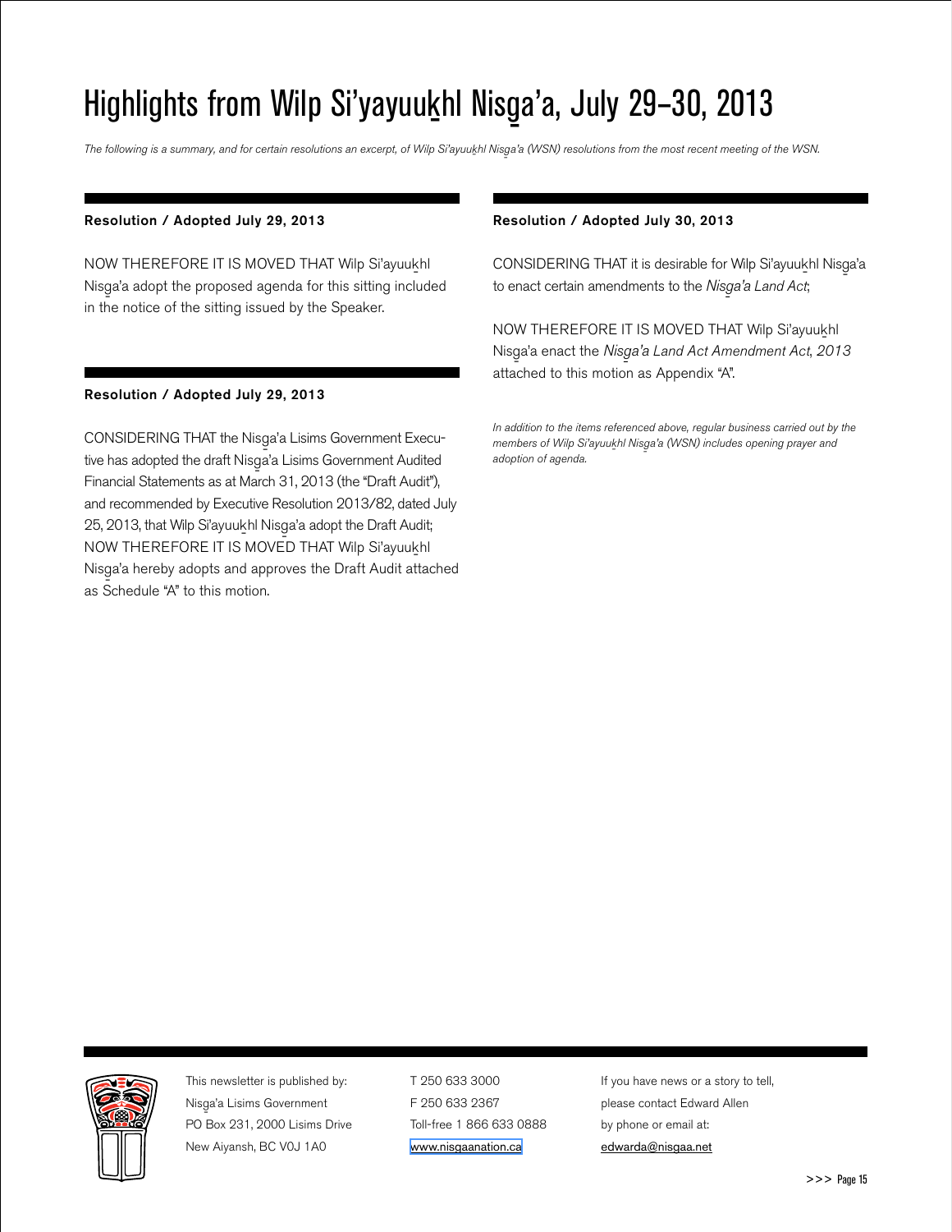# Highlights from Wilp Si'yayuuḵhl Nisg̱a'a, July 29–30, 2013

*The following is a summary, and for certain resolutions an excerpt, of Wilp Si'ayuuḵhl Nisg̱a'a (WSN) resolutions from the most recent meeting of the WSN.*

**Resolution / Adopted July 29, 2013**

NOW THEREFORE IT IS MOVED THAT Wilp Si'ayuuḵhl Nisg̱a'a adopt the proposed agenda for this sitting included in the notice of the sitting issued by the Speaker.

**Resolution / Adopted July 29, 2013**

CONSIDERING THAT the Nisg̱a'a Lisims Government Executive has adopted the draft Nisg̱a'a Lisims Government Audited Financial Statements as at March 31, 2013 (the "Draft Audit"), and recommended by Executive Resolution 2013/82, dated July 25, 2013, that Wilp Si'ayuuḵhl Nisg̱a'a adopt the Draft Audit; NOW THEREFORE IT IS MOVED THAT Wilp Si'ayuuḵhl Nisg̱a'a hereby adopts and approves the Draft Audit attached as Schedule "A" to this motion.

**Resolution / Adopted July 30, 2013**

CONSIDERING THAT it is desirable for Wilp Si'ayuuḵhl Nisg̱a'a to enact certain amendments to the *Nisg̱a'a Land Act*;

NOW THEREFORE IT IS MOVED THAT Wilp Si'ayuuḵhl Nisg̱a'a enact the *Nisg̱a'a Land Act Amendment Act, 2013* attached to this motion as Appendix "A".

*In addition to the items referenced above, regular business carried out by the members of Wilp Si'ayuuḵhl Nisg̱a'a (WSN) includes opening prayer and adoption of agenda.*

This newsletter is published by:
Nisg̱a'a Lisims Government
PO Box 231, 2000 Lisims Drive
New Aiyansh, BC V0J 1A0

T 250 633 3000
F 250 633 2367
Toll-free 1 866 633 0888
www.nisgaanation.ca

If you have news or a story to tell, please contact Edward Allen by phone or email at: edwarda@nisgaa.net